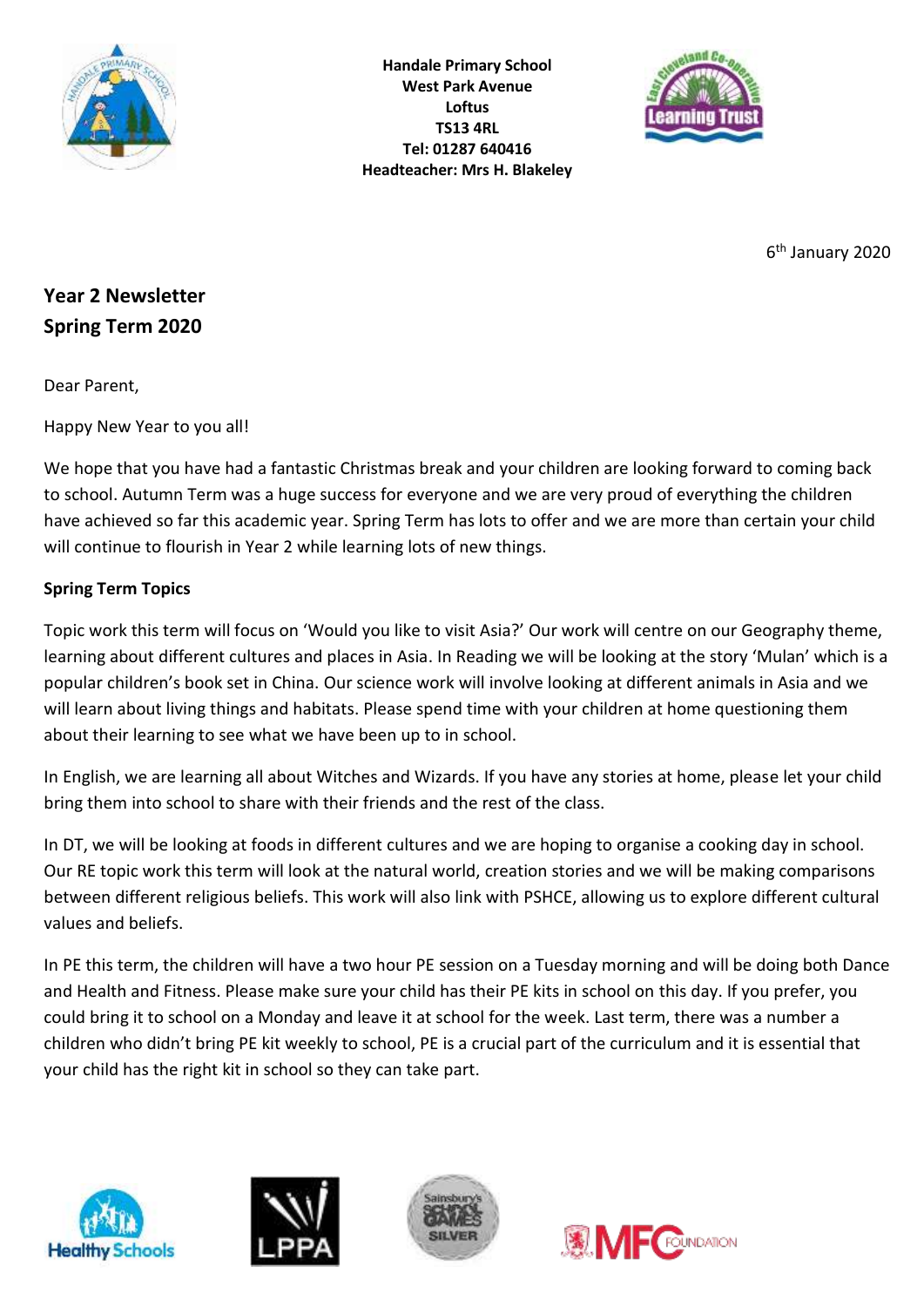**Handale Primary School**
**West Park Avenue**
**Loftus**
**TS13 4RL**
**Tel: 01287 640416**
**Headteacher: Mrs H. Blakeley**

6th January 2020

## Year 2 Newsletter
## Spring Term 2020

Dear Parent,

Happy New Year to you all!

We hope that you have had a fantastic Christmas break and your children are looking forward to coming back to school. Autumn Term was a huge success for everyone and we are very proud of everything the children have achieved so far this academic year. Spring Term has lots to offer and we are more than certain your child will continue to flourish in Year 2 while learning lots of new things.

**Spring Term Topics**

Topic work this term will focus on 'Would you like to visit Asia?' Our work will centre on our Geography theme, learning about different cultures and places in Asia. In Reading we will be looking at the story 'Mulan' which is a popular children's book set in China. Our science work will involve looking at different animals in Asia and we will learn about living things and habitats. Please spend time with your children at home questioning them about their learning to see what we have been up to in school.

In English, we are learning all about Witches and Wizards. If you have any stories at home, please let your child bring them into school to share with their friends and the rest of the class.

In DT, we will be looking at foods in different cultures and we are hoping to organise a cooking day in school. Our RE topic work this term will look at the natural world, creation stories and we will be making comparisons between different religious beliefs. This work will also link with PSHCE, allowing us to explore different cultural values and beliefs.

In PE this term, the children will have a two hour PE session on a Tuesday morning and will be doing both Dance and Health and Fitness. Please make sure your child has their PE kits in school on this day. If you prefer, you could bring it to school on a Monday and leave it at school for the week. Last term, there was a number a children who didn't bring PE kit weekly to school, PE is a crucial part of the curriculum and it is essential that your child has the right kit in school so they can take part.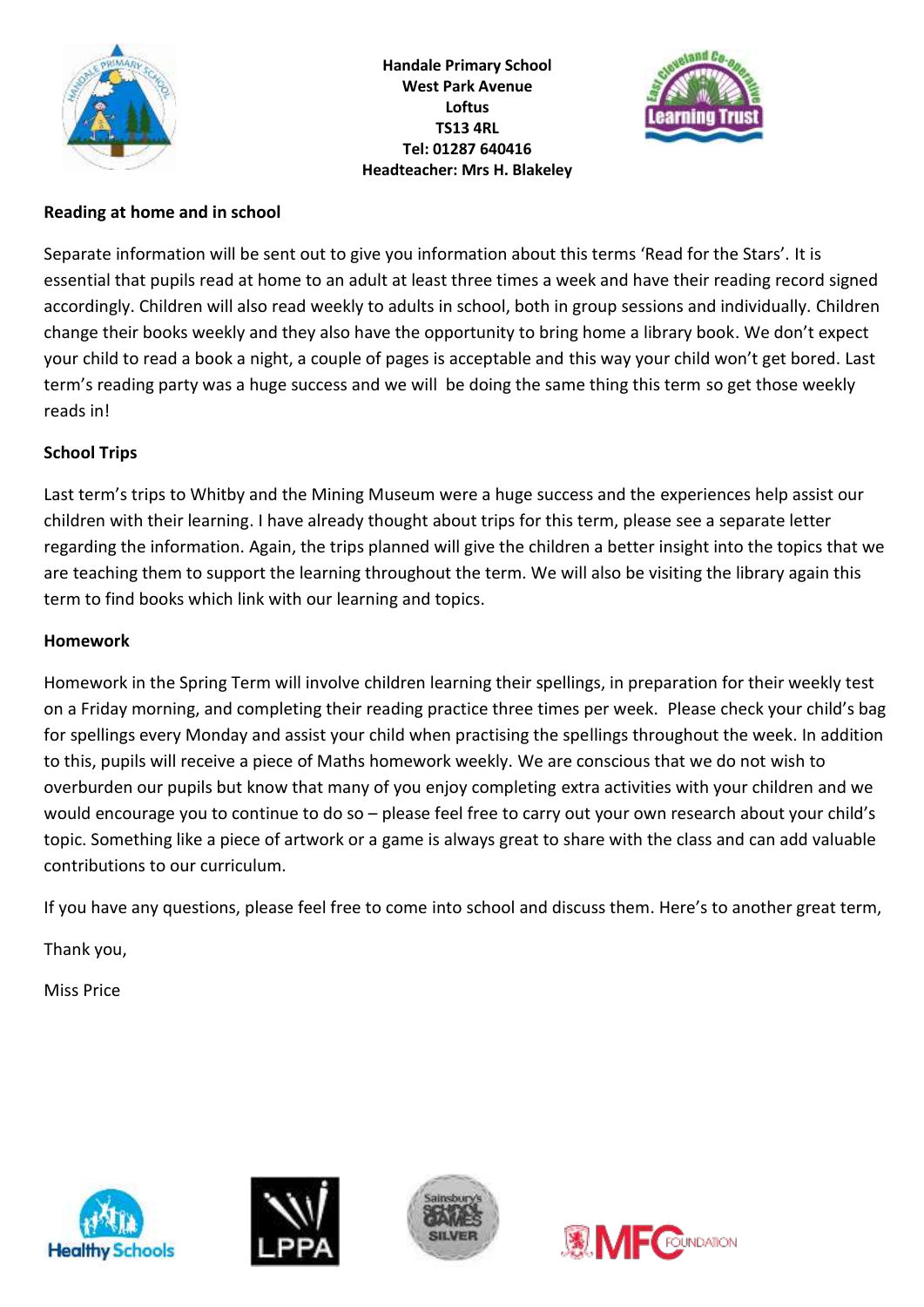**Handale Primary School**
**West Park Avenue**
**Loftus**
**TS13 4RL**
**Tel: 01287 640416**
**Headteacher: Mrs H. Blakeley**

**Reading at home and in school**

Separate information will be sent out to give you information about this terms 'Read for the Stars'. It is essential that pupils read at home to an adult at least three times a week and have their reading record signed accordingly. Children will also read weekly to adults in school, both in group sessions and individually. Children change their books weekly and they also have the opportunity to bring home a library book. We don't expect your child to read a book a night, a couple of pages is acceptable and this way your child won't get bored. Last term's reading party was a huge success and we will be doing the same thing this term so get those weekly reads in!

**School Trips**

Last term's trips to Whitby and the Mining Museum were a huge success and the experiences help assist our children with their learning. I have already thought about trips for this term, please see a separate letter regarding the information. Again, the trips planned will give the children a better insight into the topics that we are teaching them to support the learning throughout the term. We will also be visiting the library again this term to find books which link with our learning and topics.

**Homework**

Homework in the Spring Term will involve children learning their spellings, in preparation for their weekly test on a Friday morning, and completing their reading practice three times per week. Please check your child's bag for spellings every Monday and assist your child when practising the spellings throughout the week. In addition to this, pupils will receive a piece of Maths homework weekly. We are conscious that we do not wish to overburden our pupils but know that many of you enjoy completing extra activities with your children and we would encourage you to continue to do so – please feel free to carry out your own research about your child's topic. Something like a piece of artwork or a game is always great to share with the class and can add valuable contributions to our curriculum.

If you have any questions, please feel free to come into school and discuss them. Here's to another great term,

Thank you,

Miss Price